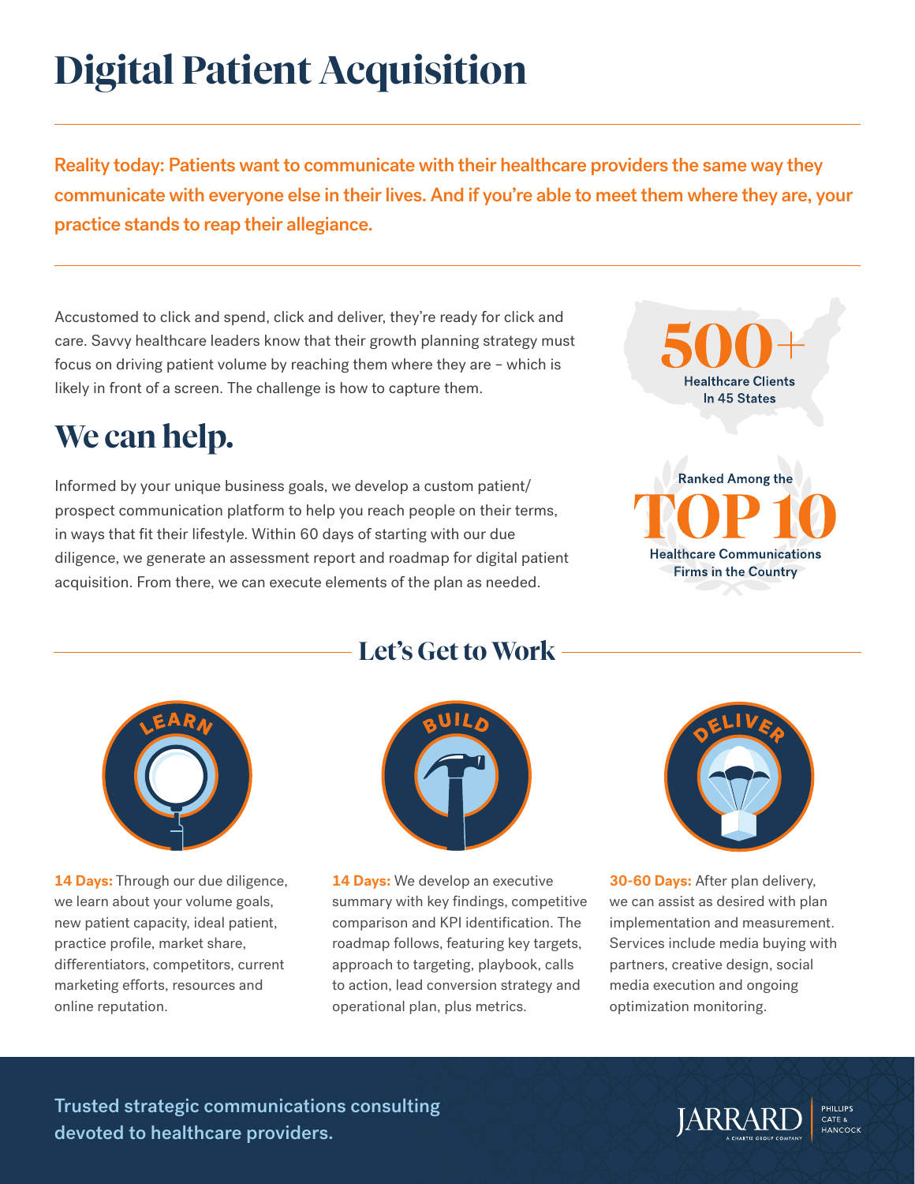# Digital Patient Acquisition

**Reality today: Patients want to communicate with their healthcare providers the same way they communicate with everyone else in their lives. And if you're able to meet them where they are, your practice stands to reap their allegiance.**

Accustomed to click and spend, click and deliver, they're ready for click and care. Savvy healthcare leaders know that their growth planning strategy must focus on driving patient volume by reaching them where they are – which is likely in front of a screen. The challenge is how to capture them.

## We can help.

Informed by your unique business goals, we develop a custom patient/prospect communication platform to help you reach people on their terms, in ways that fit their lifestyle. Within 60 days of starting with our due diligence, we generate an assessment report and roadmap for digital patient acquisition. From there, we can execute elements of the plan as needed.

**500+**
Healthcare Clients In 45 States

Ranked Among the
**TOP 10**
Healthcare Communications Firms in the Country

## Let's Get to Work

**LEARN**

**14 Days:** Through our due diligence, we learn about your volume goals, new patient capacity, ideal patient, practice profile, market share, differentiators, competitors, current marketing efforts, resources and online reputation.

**BUILD**

**14 Days:** We develop an executive summary with key findings, competitive comparison and KPI identification. The roadmap follows, featuring key targets, approach to targeting, playbook, calls to action, lead conversion strategy and operational plan, plus metrics.

**DELIVER**

**30-60 Days:** After plan delivery, we can assist as desired with plan implementation and measurement. Services include media buying with partners, creative design, social media execution and ongoing optimization monitoring.

Trusted strategic communications consulting devoted to healthcare providers.

JARRARD | PHILLIPS CATE & HANCOCK
A CHARTIS GROUP COMPANY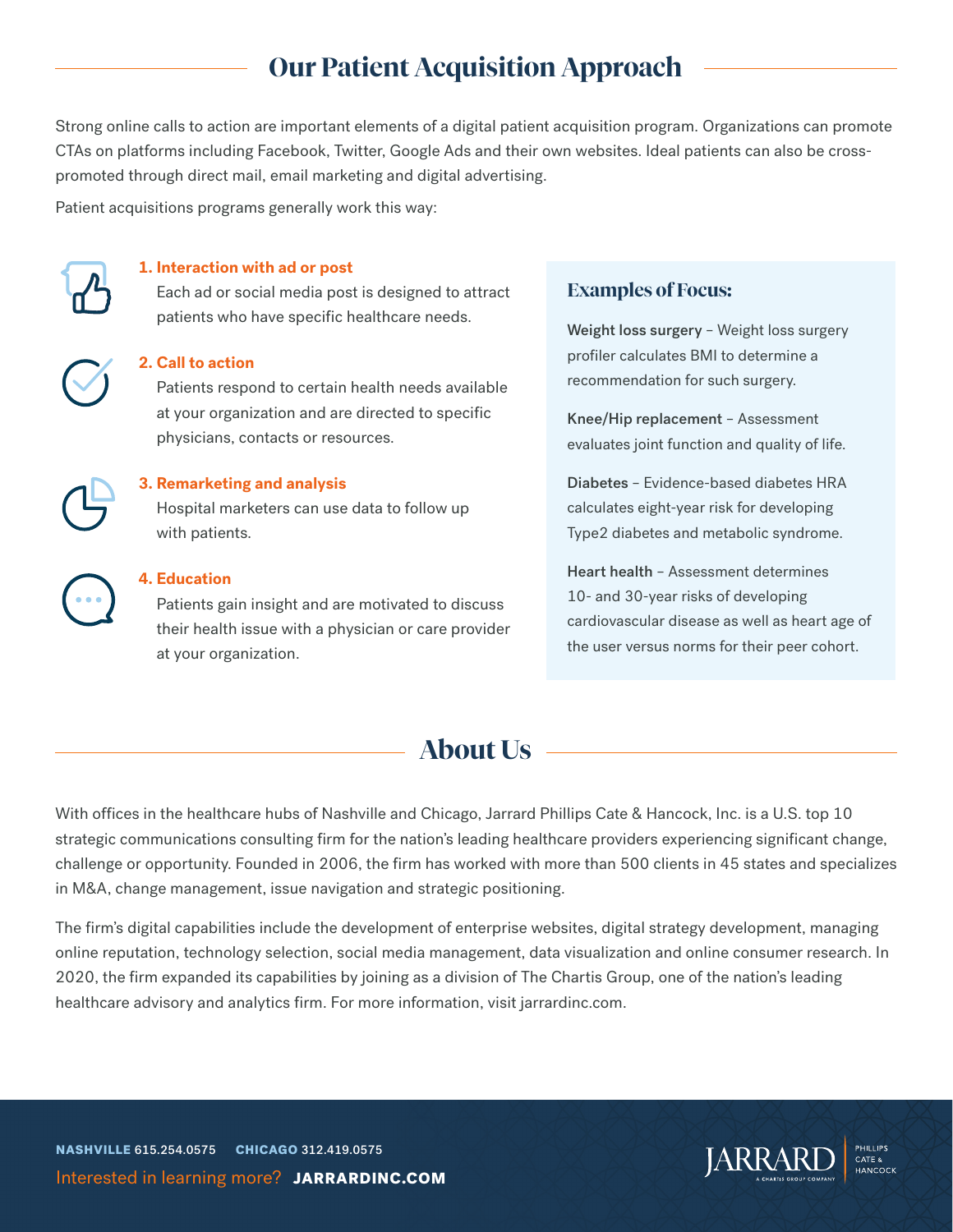## Our Patient Acquisition Approach

Strong online calls to action are important elements of a digital patient acquisition program. Organizations can promote CTAs on platforms including Facebook, Twitter, Google Ads and their own websites. Ideal patients can also be cross-promoted through direct mail, email marketing and digital advertising.

Patient acquisitions programs generally work this way:

**1. Interaction with ad or post**

Each ad or social media post is designed to attract patients who have specific healthcare needs.

**2. Call to action**

Patients respond to certain health needs available at your organization and are directed to specific physicians, contacts or resources.

**3. Remarketing and analysis**

Hospital marketers can use data to follow up with patients.

**4. Education**

Patients gain insight and are motivated to discuss their health issue with a physician or care provider at your organization.

### Examples of Focus:

**Weight loss surgery** – Weight loss surgery profiler calculates BMI to determine a recommendation for such surgery.

**Knee/Hip replacement** – Assessment evaluates joint function and quality of life.

**Diabetes** – Evidence-based diabetes HRA calculates eight-year risk for developing Type2 diabetes and metabolic syndrome.

**Heart health** – Assessment determines 10- and 30-year risks of developing cardiovascular disease as well as heart age of the user versus norms for their peer cohort.

## About Us

With offices in the healthcare hubs of Nashville and Chicago, Jarrard Phillips Cate & Hancock, Inc. is a U.S. top 10 strategic communications consulting firm for the nation's leading healthcare providers experiencing significant change, challenge or opportunity. Founded in 2006, the firm has worked with more than 500 clients in 45 states and specializes in M&A, change management, issue navigation and strategic positioning.

The firm's digital capabilities include the development of enterprise websites, digital strategy development, managing online reputation, technology selection, social media management, data visualization and online consumer research. In 2020, the firm expanded its capabilities by joining as a division of The Chartis Group, one of the nation's leading healthcare advisory and analytics firm. For more information, visit jarrardinc.com.

**NASHVILLE** 615.254.0575 **CHICAGO** 312.419.0575

Interested in learning more? **JARRARDINC.COM**

JARRARD PHILLIPS CATE & HANCOCK
A CHARTIS GROUP COMPANY